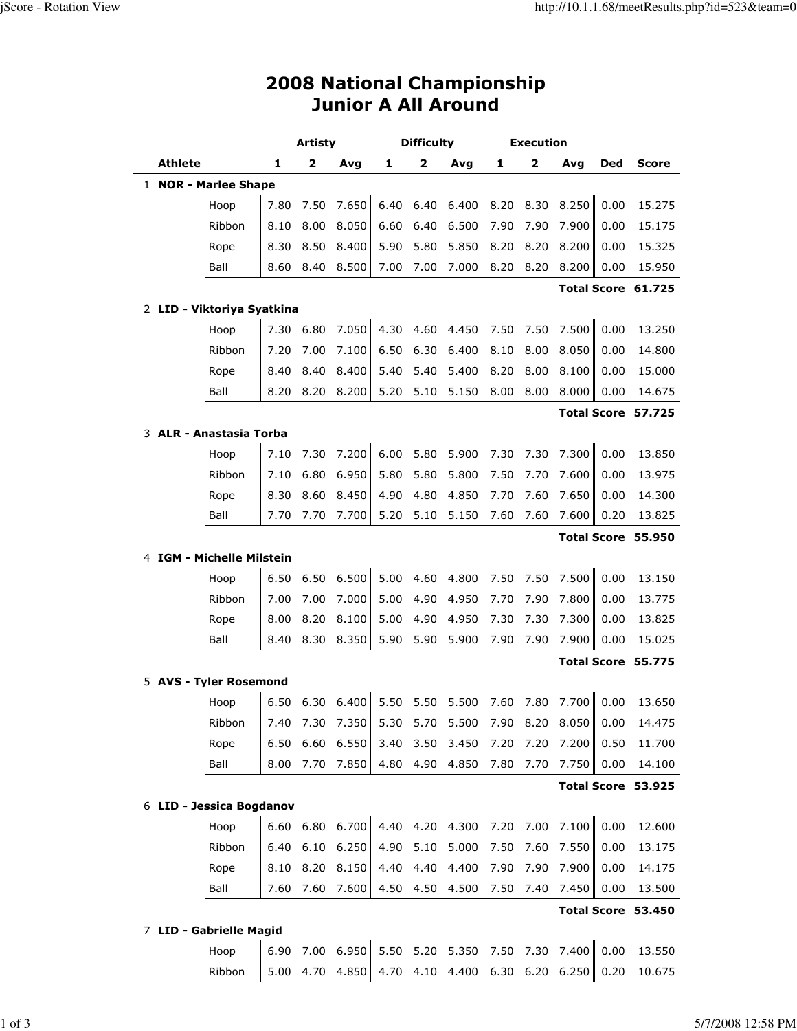# 2008 National Championship
## Junior A All Around

| | Athlete | | Artisty | | | Difficulty | | | Execution | | | |
|---|---|---|---|---|---|---|---|---|---|---|---|---|
| | | 1 | 2 | Avg | 1 | 2 | Avg | 1 | 2 | Avg | Ded | Score |
| 1 | **NOR - Marlee Shape** | | | | | | | | | | | |
| | Hoop | 7.80 | 7.50 | 7.650 | 6.40 | 6.40 | 6.400 | 8.20 | 8.30 | 8.250 | 0.00 | 15.275 |
| | Ribbon | 8.10 | 8.00 | 8.050 | 6.60 | 6.40 | 6.500 | 7.90 | 7.90 | 7.900 | 0.00 | 15.175 |
| | Rope | 8.30 | 8.50 | 8.400 | 5.90 | 5.80 | 5.850 | 8.20 | 8.20 | 8.200 | 0.00 | 15.325 |
| | Ball | 8.60 | 8.40 | 8.500 | 7.00 | 7.00 | 7.000 | 8.20 | 8.20 | 8.200 | 0.00 | 15.950 |
| | | | | | | | | | | | **Total Score** | **61.725** |
| 2 | **LID - Viktoriya Syatkina** | | | | | | | | | | | |
| | Hoop | 7.30 | 6.80 | 7.050 | 4.30 | 4.60 | 4.450 | 7.50 | 7.50 | 7.500 | 0.00 | 13.250 |
| | Ribbon | 7.20 | 7.00 | 7.100 | 6.50 | 6.30 | 6.400 | 8.10 | 8.00 | 8.050 | 0.00 | 14.800 |
| | Rope | 8.40 | 8.40 | 8.400 | 5.40 | 5.40 | 5.400 | 8.20 | 8.00 | 8.100 | 0.00 | 15.000 |
| | Ball | 8.20 | 8.20 | 8.200 | 5.20 | 5.10 | 5.150 | 8.00 | 8.00 | 8.000 | 0.00 | 14.675 |
| | | | | | | | | | | | **Total Score** | **57.725** |
| 3 | **ALR - Anastasia Torba** | | | | | | | | | | | |
| | Hoop | 7.10 | 7.30 | 7.200 | 6.00 | 5.80 | 5.900 | 7.30 | 7.30 | 7.300 | 0.00 | 13.850 |
| | Ribbon | 7.10 | 6.80 | 6.950 | 5.80 | 5.80 | 5.800 | 7.50 | 7.70 | 7.600 | 0.00 | 13.975 |
| | Rope | 8.30 | 8.60 | 8.450 | 4.90 | 4.80 | 4.850 | 7.70 | 7.60 | 7.650 | 0.00 | 14.300 |
| | Ball | 7.70 | 7.70 | 7.700 | 5.20 | 5.10 | 5.150 | 7.60 | 7.60 | 7.600 | 0.20 | 13.825 |
| | | | | | | | | | | | **Total Score** | **55.950** |
| 4 | **IGM - Michelle Milstein** | | | | | | | | | | | |
| | Hoop | 6.50 | 6.50 | 6.500 | 5.00 | 4.60 | 4.800 | 7.50 | 7.50 | 7.500 | 0.00 | 13.150 |
| | Ribbon | 7.00 | 7.00 | 7.000 | 5.00 | 4.90 | 4.950 | 7.70 | 7.90 | 7.800 | 0.00 | 13.775 |
| | Rope | 8.00 | 8.20 | 8.100 | 5.00 | 4.90 | 4.950 | 7.30 | 7.30 | 7.300 | 0.00 | 13.825 |
| | Ball | 8.40 | 8.30 | 8.350 | 5.90 | 5.90 | 5.900 | 7.90 | 7.90 | 7.900 | 0.00 | 15.025 |
| | | | | | | | | | | | **Total Score** | **55.775** |
| 5 | **AVS - Tyler Rosemond** | | | | | | | | | | | |
| | Hoop | 6.50 | 6.30 | 6.400 | 5.50 | 5.50 | 5.500 | 7.60 | 7.80 | 7.700 | 0.00 | 13.650 |
| | Ribbon | 7.40 | 7.30 | 7.350 | 5.30 | 5.70 | 5.500 | 7.90 | 8.20 | 8.050 | 0.00 | 14.475 |
| | Rope | 6.50 | 6.60 | 6.550 | 3.40 | 3.50 | 3.450 | 7.20 | 7.20 | 7.200 | 0.50 | 11.700 |
| | Ball | 8.00 | 7.70 | 7.850 | 4.80 | 4.90 | 4.850 | 7.80 | 7.70 | 7.750 | 0.00 | 14.100 |
| | | | | | | | | | | | **Total Score** | **53.925** |
| 6 | **LID - Jessica Bogdanov** | | | | | | | | | | | |
| | Hoop | 6.60 | 6.80 | 6.700 | 4.40 | 4.20 | 4.300 | 7.20 | 7.00 | 7.100 | 0.00 | 12.600 |
| | Ribbon | 6.40 | 6.10 | 6.250 | 4.90 | 5.10 | 5.000 | 7.50 | 7.60 | 7.550 | 0.00 | 13.175 |
| | Rope | 8.10 | 8.20 | 8.150 | 4.40 | 4.40 | 4.400 | 7.90 | 7.90 | 7.900 | 0.00 | 14.175 |
| | Ball | 7.60 | 7.60 | 7.600 | 4.50 | 4.50 | 4.500 | 7.50 | 7.40 | 7.450 | 0.00 | 13.500 |
| | | | | | | | | | | | **Total Score** | **53.450** |
| 7 | **LID - Gabrielle Magid** | | | | | | | | | | | |
| | Hoop | 6.90 | 7.00 | 6.950 | 5.50 | 5.20 | 5.350 | 7.50 | 7.30 | 7.400 | 0.00 | 13.550 |
| | Ribbon | 5.00 | 4.70 | 4.850 | 4.70 | 4.10 | 4.400 | 6.30 | 6.20 | 6.250 | 0.20 | 10.675 |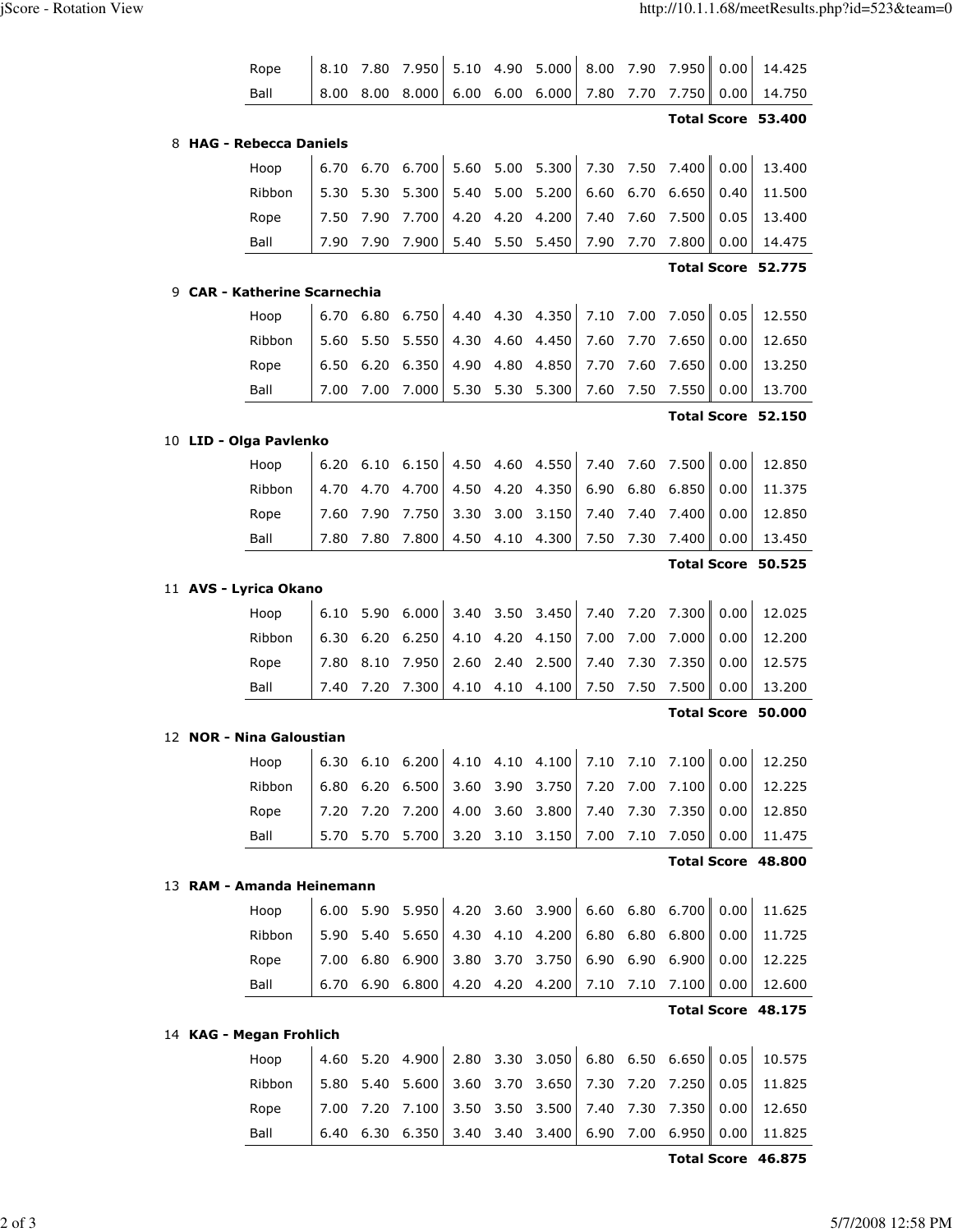| | | | | | | | | | | | |
|---|---|---|---|---|---|---|---|---|---|---|---|
| Rope | 8.10 | 7.80 | 7.950 | 5.10 | 4.90 | 5.000 | 8.00 | 7.90 | 7.950 | 0.00 | 14.425 |
| Ball | 8.00 | 8.00 | 8.000 | 6.00 | 6.00 | 6.000 | 7.80 | 7.70 | 7.750 | 0.00 | 14.750 |

**Total Score 53.400**

8 **HAG - Rebecca Daniels**

| | | | | | | | | | | | |
|---|---|---|---|---|---|---|---|---|---|---|---|
| Hoop | 6.70 | 6.70 | 6.700 | 5.60 | 5.00 | 5.300 | 7.30 | 7.50 | 7.400 | 0.00 | 13.400 |
| Ribbon | 5.30 | 5.30 | 5.300 | 5.40 | 5.00 | 5.200 | 6.60 | 6.70 | 6.650 | 0.40 | 11.500 |
| Rope | 7.50 | 7.90 | 7.700 | 4.20 | 4.20 | 4.200 | 7.40 | 7.60 | 7.500 | 0.05 | 13.400 |
| Ball | 7.90 | 7.90 | 7.900 | 5.40 | 5.50 | 5.450 | 7.90 | 7.70 | 7.800 | 0.00 | 14.475 |

**Total Score 52.775**

9 **CAR - Katherine Scarnechia**

| | | | | | | | | | | | |
|---|---|---|---|---|---|---|---|---|---|---|---|
| Hoop | 6.70 | 6.80 | 6.750 | 4.40 | 4.30 | 4.350 | 7.10 | 7.00 | 7.050 | 0.05 | 12.550 |
| Ribbon | 5.60 | 5.50 | 5.550 | 4.30 | 4.60 | 4.450 | 7.60 | 7.70 | 7.650 | 0.00 | 12.650 |
| Rope | 6.50 | 6.20 | 6.350 | 4.90 | 4.80 | 4.850 | 7.70 | 7.60 | 7.650 | 0.00 | 13.250 |
| Ball | 7.00 | 7.00 | 7.000 | 5.30 | 5.30 | 5.300 | 7.60 | 7.50 | 7.550 | 0.00 | 13.700 |

**Total Score 52.150**

10 **LID - Olga Pavlenko**

| | | | | | | | | | | | |
|---|---|---|---|---|---|---|---|---|---|---|---|
| Hoop | 6.20 | 6.10 | 6.150 | 4.50 | 4.60 | 4.550 | 7.40 | 7.60 | 7.500 | 0.00 | 12.850 |
| Ribbon | 4.70 | 4.70 | 4.700 | 4.50 | 4.20 | 4.350 | 6.90 | 6.80 | 6.850 | 0.00 | 11.375 |
| Rope | 7.60 | 7.90 | 7.750 | 3.30 | 3.00 | 3.150 | 7.40 | 7.40 | 7.400 | 0.00 | 12.850 |
| Ball | 7.80 | 7.80 | 7.800 | 4.50 | 4.10 | 4.300 | 7.50 | 7.30 | 7.400 | 0.00 | 13.450 |

**Total Score 50.525**

11 **AVS - Lyrica Okano**

| | | | | | | | | | | | |
|---|---|---|---|---|---|---|---|---|---|---|---|
| Hoop | 6.10 | 5.90 | 6.000 | 3.40 | 3.50 | 3.450 | 7.40 | 7.20 | 7.300 | 0.00 | 12.025 |
| Ribbon | 6.30 | 6.20 | 6.250 | 4.10 | 4.20 | 4.150 | 7.00 | 7.00 | 7.000 | 0.00 | 12.200 |
| Rope | 7.80 | 8.10 | 7.950 | 2.60 | 2.40 | 2.500 | 7.40 | 7.30 | 7.350 | 0.00 | 12.575 |
| Ball | 7.40 | 7.20 | 7.300 | 4.10 | 4.10 | 4.100 | 7.50 | 7.50 | 7.500 | 0.00 | 13.200 |

**Total Score 50.000**

12 **NOR - Nina Galoustian**

| | | | | | | | | | | | |
|---|---|---|---|---|---|---|---|---|---|---|---|
| Hoop | 6.30 | 6.10 | 6.200 | 4.10 | 4.10 | 4.100 | 7.10 | 7.10 | 7.100 | 0.00 | 12.250 |
| Ribbon | 6.80 | 6.20 | 6.500 | 3.60 | 3.90 | 3.750 | 7.20 | 7.00 | 7.100 | 0.00 | 12.225 |
| Rope | 7.20 | 7.20 | 7.200 | 4.00 | 3.60 | 3.800 | 7.40 | 7.30 | 7.350 | 0.00 | 12.850 |
| Ball | 5.70 | 5.70 | 5.700 | 3.20 | 3.10 | 3.150 | 7.00 | 7.10 | 7.050 | 0.00 | 11.475 |

**Total Score 48.800**

13 **RAM - Amanda Heinemann**

| | | | | | | | | | | | |
|---|---|---|---|---|---|---|---|---|---|---|---|
| Hoop | 6.00 | 5.90 | 5.950 | 4.20 | 3.60 | 3.900 | 6.60 | 6.80 | 6.700 | 0.00 | 11.625 |
| Ribbon | 5.90 | 5.40 | 5.650 | 4.30 | 4.10 | 4.200 | 6.80 | 6.80 | 6.800 | 0.00 | 11.725 |
| Rope | 7.00 | 6.80 | 6.900 | 3.80 | 3.70 | 3.750 | 6.90 | 6.90 | 6.900 | 0.00 | 12.225 |
| Ball | 6.70 | 6.90 | 6.800 | 4.20 | 4.20 | 4.200 | 7.10 | 7.10 | 7.100 | 0.00 | 12.600 |

**Total Score 48.175**

14 **KAG - Megan Frohlich**

| | | | | | | | | | | | |
|---|---|---|---|---|---|---|---|---|---|---|---|
| Hoop | 4.60 | 5.20 | 4.900 | 2.80 | 3.30 | 3.050 | 6.80 | 6.50 | 6.650 | 0.05 | 10.575 |
| Ribbon | 5.80 | 5.40 | 5.600 | 3.60 | 3.70 | 3.650 | 7.30 | 7.20 | 7.250 | 0.05 | 11.825 |
| Rope | 7.00 | 7.20 | 7.100 | 3.50 | 3.50 | 3.500 | 7.40 | 7.30 | 7.350 | 0.00 | 12.650 |
| Ball | 6.40 | 6.30 | 6.350 | 3.40 | 3.40 | 3.400 | 6.90 | 7.00 | 6.950 | 0.00 | 11.825 |

**Total Score 46.875**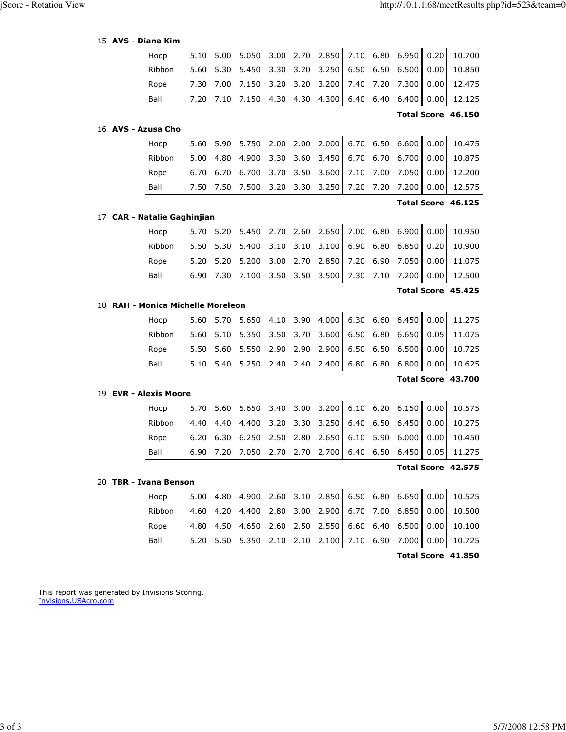15 **AVS - Diana Kim**

| | | | | | | | | | | |
|---|---|---|---|---|---|---|---|---|---|---|
| Hoop | 5.10 | 5.00 | 5.050 | 3.00 | 2.70 | 2.850 | 7.10 | 6.80 | 6.950 | 0.20 | 10.700 |
| Ribbon | 5.60 | 5.30 | 5.450 | 3.30 | 3.20 | 3.250 | 6.50 | 6.50 | 6.500 | 0.00 | 10.850 |
| Rope | 7.30 | 7.00 | 7.150 | 3.20 | 3.20 | 3.200 | 7.40 | 7.20 | 7.300 | 0.00 | 12.475 |
| Ball | 7.20 | 7.10 | 7.150 | 4.30 | 4.30 | 4.300 | 6.40 | 6.40 | 6.400 | 0.00 | 12.125 |

**Total Score 46.150**

16 **AVS - Azusa Cho**

| | | | | | | | | | | | |
|---|---|---|---|---|---|---|---|---|---|---|---|
| Hoop | 5.60 | 5.90 | 5.750 | 2.00 | 2.00 | 2.000 | 6.70 | 6.50 | 6.600 | 0.00 | 10.475 |
| Ribbon | 5.00 | 4.80 | 4.900 | 3.30 | 3.60 | 3.450 | 6.70 | 6.70 | 6.700 | 0.00 | 10.875 |
| Rope | 6.70 | 6.70 | 6.700 | 3.70 | 3.50 | 3.600 | 7.10 | 7.00 | 7.050 | 0.00 | 12.200 |
| Ball | 7.50 | 7.50 | 7.500 | 3.20 | 3.30 | 3.250 | 7.20 | 7.20 | 7.200 | 0.00 | 12.575 |

**Total Score 46.125**

17 **CAR - Natalie Gaghinjian**

| | | | | | | | | | | | |
|---|---|---|---|---|---|---|---|---|---|---|---|
| Hoop | 5.70 | 5.20 | 5.450 | 2.70 | 2.60 | 2.650 | 7.00 | 6.80 | 6.900 | 0.00 | 10.950 |
| Ribbon | 5.50 | 5.30 | 5.400 | 3.10 | 3.10 | 3.100 | 6.90 | 6.80 | 6.850 | 0.20 | 10.900 |
| Rope | 5.20 | 5.20 | 5.200 | 3.00 | 2.70 | 2.850 | 7.20 | 6.90 | 7.050 | 0.00 | 11.075 |
| Ball | 6.90 | 7.30 | 7.100 | 3.50 | 3.50 | 3.500 | 7.30 | 7.10 | 7.200 | 0.00 | 12.500 |

**Total Score 45.425**

18 **RAH - Monica Michelle Moreleon**

| | | | | | | | | | | | |
|---|---|---|---|---|---|---|---|---|---|---|---|
| Hoop | 5.60 | 5.70 | 5.650 | 4.10 | 3.90 | 4.000 | 6.30 | 6.60 | 6.450 | 0.00 | 11.275 |
| Ribbon | 5.60 | 5.10 | 5.350 | 3.50 | 3.70 | 3.600 | 6.50 | 6.80 | 6.650 | 0.05 | 11.075 |
| Rope | 5.50 | 5.60 | 5.550 | 2.90 | 2.90 | 2.900 | 6.50 | 6.50 | 6.500 | 0.00 | 10.725 |
| Ball | 5.10 | 5.40 | 5.250 | 2.40 | 2.40 | 2.400 | 6.80 | 6.80 | 6.800 | 0.00 | 10.625 |

**Total Score 43.700**

19 **EVR - Alexis Moore**

| | | | | | | | | | | | |
|---|---|---|---|---|---|---|---|---|---|---|---|
| Hoop | 5.70 | 5.60 | 5.650 | 3.40 | 3.00 | 3.200 | 6.10 | 6.20 | 6.150 | 0.00 | 10.575 |
| Ribbon | 4.40 | 4.40 | 4.400 | 3.20 | 3.30 | 3.250 | 6.40 | 6.50 | 6.450 | 0.00 | 10.275 |
| Rope | 6.20 | 6.30 | 6.250 | 2.50 | 2.80 | 2.650 | 6.10 | 5.90 | 6.000 | 0.00 | 10.450 |
| Ball | 6.90 | 7.20 | 7.050 | 2.70 | 2.70 | 2.700 | 6.40 | 6.50 | 6.450 | 0.05 | 11.275 |

**Total Score 42.575**

20 **TBR - Ivana Benson**

| | | | | | | | | | | | |
|---|---|---|---|---|---|---|---|---|---|---|---|
| Hoop | 5.00 | 4.80 | 4.900 | 2.60 | 3.10 | 2.850 | 6.50 | 6.80 | 6.650 | 0.00 | 10.525 |
| Ribbon | 4.60 | 4.20 | 4.400 | 2.80 | 3.00 | 2.900 | 6.70 | 7.00 | 6.850 | 0.00 | 10.500 |
| Rope | 4.80 | 4.50 | 4.650 | 2.60 | 2.50 | 2.550 | 6.60 | 6.40 | 6.500 | 0.00 | 10.100 |
| Ball | 5.20 | 5.50 | 5.350 | 2.10 | 2.10 | 2.100 | 7.10 | 6.90 | 7.000 | 0.00 | 10.725 |

**Total Score 41.850**

This report was generated by Invisions Scoring.
Invisions.USAcro.com